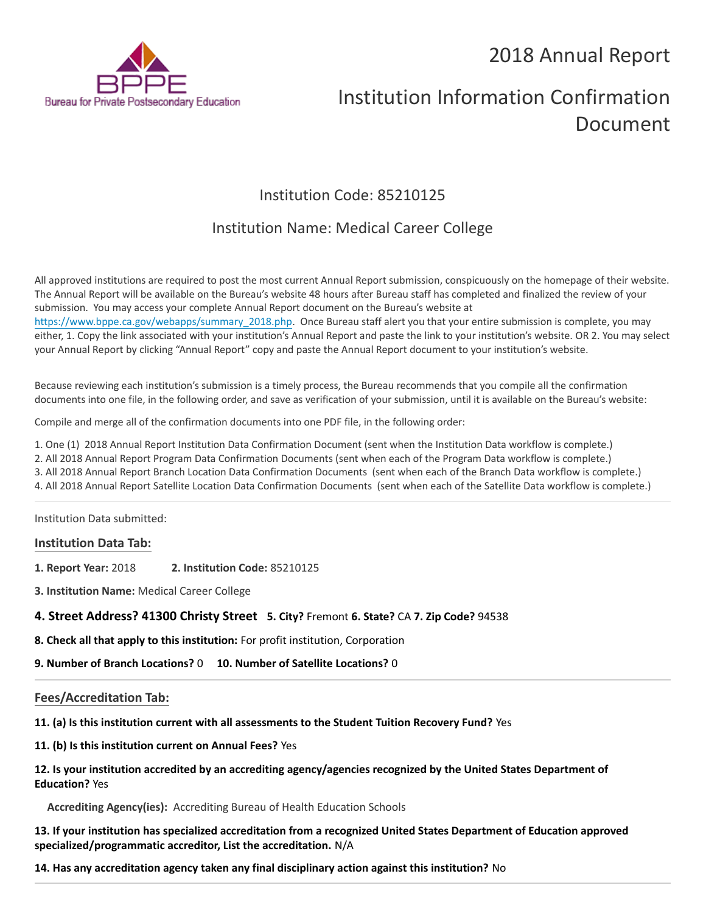BPPE
Bureau for Private Postsecondary Education

# 2018 Annual Report

# Institution Information Confirmation Document

## Institution Code: 85210125

## Institution Name: Medical Career College

All approved institutions are required to post the most current Annual Report submission, conspicuously on the homepage of their website. The Annual Report will be available on the Bureau's website 48 hours after Bureau staff has completed and finalized the review of your submission. You may access your complete Annual Report document on the Bureau's website at https://www.bppe.ca.gov/webapps/summary_2018.php. Once Bureau staff alert you that your entire submission is complete, you may either, 1. Copy the link associated with your institution's Annual Report and paste the link to your institution's website. OR 2. You may select your Annual Report by clicking "Annual Report" copy and paste the Annual Report document to your institution's website.

Because reviewing each institution's submission is a timely process, the Bureau recommends that you compile all the confirmation documents into one file, in the following order, and save as verification of your submission, until it is available on the Bureau's website:

Compile and merge all of the confirmation documents into one PDF file, in the following order:

1. One (1) 2018 Annual Report Institution Data Confirmation Document (sent when the Institution Data workflow is complete.)
2. All 2018 Annual Report Program Data Confirmation Documents (sent when each of the Program Data workflow is complete.)
3. All 2018 Annual Report Branch Location Data Confirmation Documents (sent when each of the Branch Data workflow is complete.)
4. All 2018 Annual Report Satellite Location Data Confirmation Documents (sent when each of the Satellite Data workflow is complete.)

---

Institution Data submitted:

### Institution Data Tab:

**1. Report Year:** 2018 **2. Institution Code:** 85210125

**3. Institution Name:** Medical Career College

**4. Street Address? 41300 Christy Street** **5. City?** Fremont **6. State?** CA **7. Zip Code?** 94538

**8. Check all that apply to this institution:** For profit institution, Corporation

**9. Number of Branch Locations?** 0 **10. Number of Satellite Locations?** 0

---

### Fees/Accreditation Tab:

**11. (a) Is this institution current with all assessments to the Student Tuition Recovery Fund?** Yes

**11. (b) Is this institution current on Annual Fees?** Yes

**12. Is your institution accredited by an accrediting agency/agencies recognized by the United States Department of Education?** Yes

**Accrediting Agency(ies):** Accrediting Bureau of Health Education Schools

**13. If your institution has specialized accreditation from a recognized United States Department of Education approved specialized/programmatic accreditor, List the accreditation.** N/A

**14. Has any accreditation agency taken any final disciplinary action against this institution?** No

---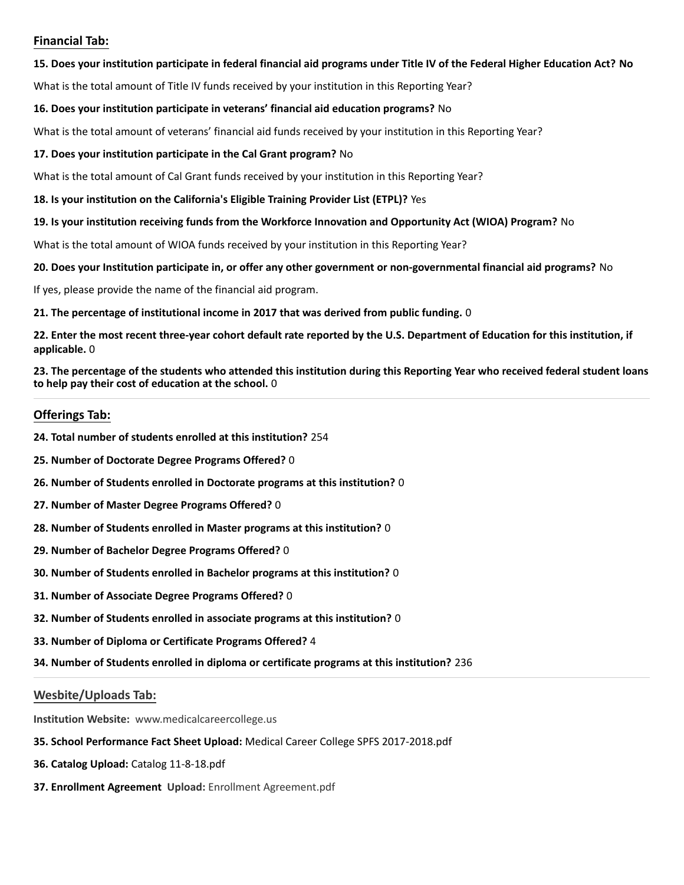## Financial Tab:

**15. Does your institution participate in federal financial aid programs under Title IV of the Federal Higher Education Act? No**

What is the total amount of Title IV funds received by your institution in this Reporting Year?

**16. Does your institution participate in veterans' financial aid education programs?** No

What is the total amount of veterans' financial aid funds received by your institution in this Reporting Year?

**17. Does your institution participate in the Cal Grant program?** No

What is the total amount of Cal Grant funds received by your institution in this Reporting Year?

**18. Is your institution on the California's Eligible Training Provider List (ETPL)?** Yes

**19. Is your institution receiving funds from the Workforce Innovation and Opportunity Act (WIOA) Program?** No

What is the total amount of WIOA funds received by your institution in this Reporting Year?

**20. Does your Institution participate in, or offer any other government or non-governmental financial aid programs?** No

If yes, please provide the name of the financial aid program.

**21. The percentage of institutional income in 2017 that was derived from public funding.** 0

**22. Enter the most recent three-year cohort default rate reported by the U.S. Department of Education for this institution, if applicable.** 0

**23. The percentage of the students who attended this institution during this Reporting Year who received federal student loans to help pay their cost of education at the school.** 0

---

## Offerings Tab:

**24. Total number of students enrolled at this institution?** 254

**25. Number of Doctorate Degree Programs Offered?** 0

**26. Number of Students enrolled in Doctorate programs at this institution?** 0

**27. Number of Master Degree Programs Offered?** 0

**28. Number of Students enrolled in Master programs at this institution?** 0

**29. Number of Bachelor Degree Programs Offered?** 0

**30. Number of Students enrolled in Bachelor programs at this institution?** 0

**31. Number of Associate Degree Programs Offered?** 0

**32. Number of Students enrolled in associate programs at this institution?** 0

**33. Number of Diploma or Certificate Programs Offered?** 4

**34. Number of Students enrolled in diploma or certificate programs at this institution?** 236

---

## Wesbite/Uploads Tab:

**Institution Website:** www.medicalcareercollege.us

**35. School Performance Fact Sheet Upload:** Medical Career College SPFS 2017-2018.pdf

**36. Catalog Upload:** Catalog 11-8-18.pdf

**37. Enrollment Agreement Upload:** Enrollment Agreement.pdf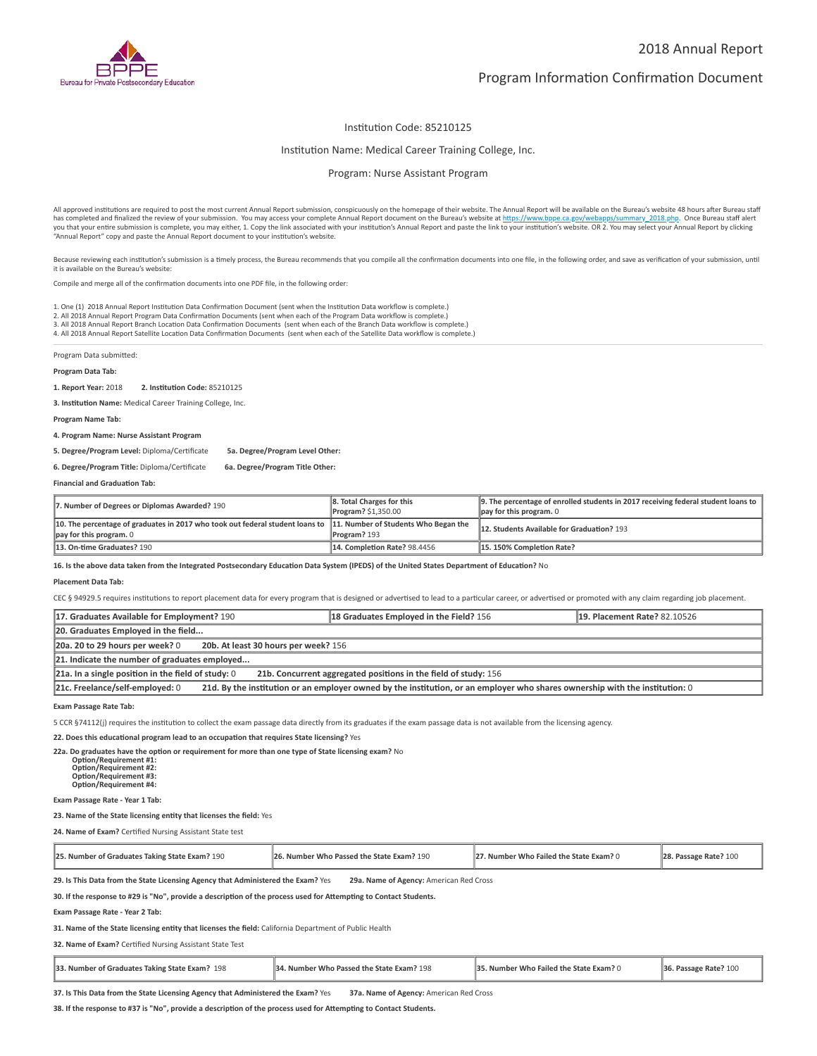# 2018 Annual Report

## Program Information Confirmation Document

Institution Code: 85210125

Institution Name: Medical Career Training College, Inc.

Program: Nurse Assistant Program

All approved institutions are required to post the most current Annual Report submission, conspicuously on the homepage of their website. The Annual Report will be available on the Bureau's website 48 hours after Bureau staff has completed and finalized the review of your submission. You may access your complete Annual Report document on the Bureau's website at https://www.bppe.ca.gov/webapps/summary_2018.php. Once Bureau staff alert you that your entire submission is complete, you may either, 1. Copy the link associated with your institution's Annual Report and paste the link to your institution's website. OR 2. You may select your Annual Report by clicking "Annual Report" copy and paste the Annual Report document to your institution's website.

Because reviewing each institution's submission is a timely process, the Bureau recommends that you compile all the confirmation documents into one file, in the following order, and save as verification of your submission, until it is available on the Bureau's website:

Compile and merge all of the confirmation documents into one PDF file, in the following order:

1. One (1) 2018 Annual Report Institution Data Confirmation Document (sent when the Institution Data workflow is complete.)
2. All 2018 Annual Report Program Data Confirmation Documents (sent when each of the Program Data workflow is complete.)
3. All 2018 Annual Report Branch Location Data Confirmation Documents (sent when each of the Branch Data workflow is complete.)
4. All 2018 Annual Report Satellite Location Data Confirmation Documents (sent when each of the Satellite Data workflow is complete.)

Program Data submitted:

**Program Data Tab:**

**1. Report Year:** 2018 **2. Institution Code:** 85210125

**3. Institution Name:** Medical Career Training College, Inc.

**Program Name Tab:**

**4. Program Name: Nurse Assistant Program**

**5. Degree/Program Level:** Diploma/Certificate **5a. Degree/Program Level Other:**

**6. Degree/Program Title:** Diploma/Certificate **6a. Degree/Program Title Other:**

**Financial and Graduation Tab:**

| | | |
|---|---|---|
| **7. Number of Degrees or Diplomas Awarded?** 190 | **8. Total Charges for this Program?** $1,350.00 | **9. The percentage of enrolled students in 2017 receiving federal student loans to pay for this program.** 0 |
| **10. The percentage of graduates in 2017 who took out federal student loans to pay for this program.** 0 | **11. Number of Students Who Began the Program?** 193 | **12. Students Available for Graduation?** 193 |
| **13. On-time Graduates?** 190 | **14. Completion Rate?** 98.4456 | **15. 150% Completion Rate?** |

**16. Is the above data taken from the Integrated Postsecondary Education Data System (IPEDS) of the United States Department of Education?** No

**Placement Data Tab:**

CEC § 94929.5 requires institutions to report placement data for every program that is designed or advertised to lead to a particular career, or advertised or promoted with any claim regarding job placement.

| | | |
|---|---|---|
| **17. Graduates Available for Employment?** 190 | **18 Graduates Employed in the Field?** 156 | **19. Placement Rate?** 82.10526 |
| **20. Graduates Employed in the field...** | | |
| **20a. 20 to 29 hours per week?** 0 | **20b. At least 30 hours per week?** 156 | |
| **21. Indicate the number of graduates employed...** | | |
| **21a. In a single position in the field of study:** 0 | **21b. Concurrent aggregated positions in the field of study:** 156 | |
| **21c. Freelance/self-employed:** 0 | **21d. By the institution or an employer owned by the institution, or an employer who shares ownership with the institution:** 0 | |

**Exam Passage Rate Tab:**

5 CCR §74112(j) requires the institution to collect the exam passage data directly from its graduates if the exam passage data is not available from the licensing agency.

**22. Does this educational program lead to an occupation that requires State licensing?** Yes

**22a. Do graduates have the option or requirement for more than one type of State licensing exam?** No
**Option/Requirement #1:**
**Option/Requirement #2:**
**Option/Requirement #3:**
**Option/Requirement #4:**

**Exam Passage Rate - Year 1 Tab:**

**23. Name of the State licensing entity that licenses the field:** Yes

**24. Name of Exam?** Certified Nursing Assistant State test

| | | | |
|---|---|---|---|
| **25. Number of Graduates Taking State Exam?** 190 | **26. Number Who Passed the State Exam?** 190 | **27. Number Who Failed the State Exam?** 0 | **28. Passage Rate?** 100 |

**29. Is This Data from the State Licensing Agency that Administered the Exam?** Yes **29a. Name of Agency:** American Red Cross

**30. If the response to #29 is "No", provide a description of the process used for Attempting to Contact Students.**

**Exam Passage Rate - Year 2 Tab:**

**31. Name of the State licensing entity that licenses the field:** California Department of Public Health

**32. Name of Exam?** Certified Nursing Assistant State Test

| | | | |
|---|---|---|---|
| **33. Number of Graduates Taking State Exam?** 198 | **34. Number Who Passed the State Exam?** 198 | **35. Number Who Failed the State Exam?** 0 | **36. Passage Rate?** 100 |

**37. Is This Data from the State Licensing Agency that Administered the Exam?** Yes **37a. Name of Agency:** American Red Cross

**38. If the response to #37 is "No", provide a description of the process used for Attempting to Contact Students.**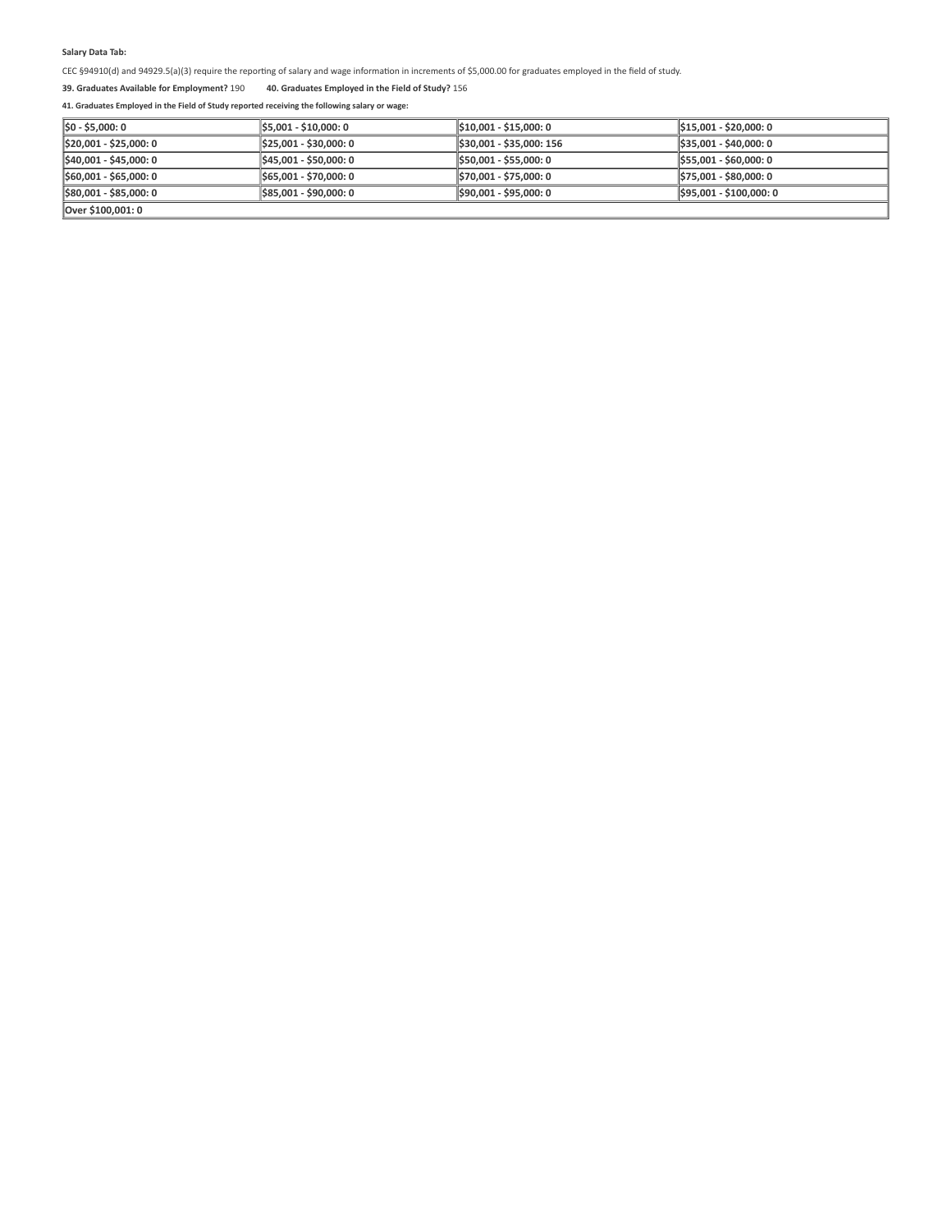**Salary Data Tab:**

CEC §94910(d) and 94929.5(a)(3) require the reporting of salary and wage information in increments of $5,000.00 for graduates employed in the field of study.

**39. Graduates Available for Employment?** 190 **40. Graduates Employed in the Field of Study?** 156

**41. Graduates Employed in the Field of Study reported receiving the following salary or wage:**

| | | | |
|---|---|---|---|
| **$0 - $5,000: 0** | **$5,001 - $10,000: 0** | **$10,001 - $15,000: 0** | **$15,001 - $20,000: 0** |
| **$20,001 - $25,000: 0** | **$25,001 - $30,000: 0** | **$30,001 - $35,000: 156** | **$35,001 - $40,000: 0** |
| **$40,001 - $45,000: 0** | **$45,001 - $50,000: 0** | **$50,001 - $55,000: 0** | **$55,001 - $60,000: 0** |
| **$60,001 - $65,000: 0** | **$65,001 - $70,000: 0** | **$70,001 - $75,000: 0** | **$75,001 - $80,000: 0** |
| **$80,001 - $85,000: 0** | **$85,001 - $90,000: 0** | **$90,001 - $95,000: 0** | **$95,001 - $100,000: 0** |
| **Over $100,001: 0** | | | |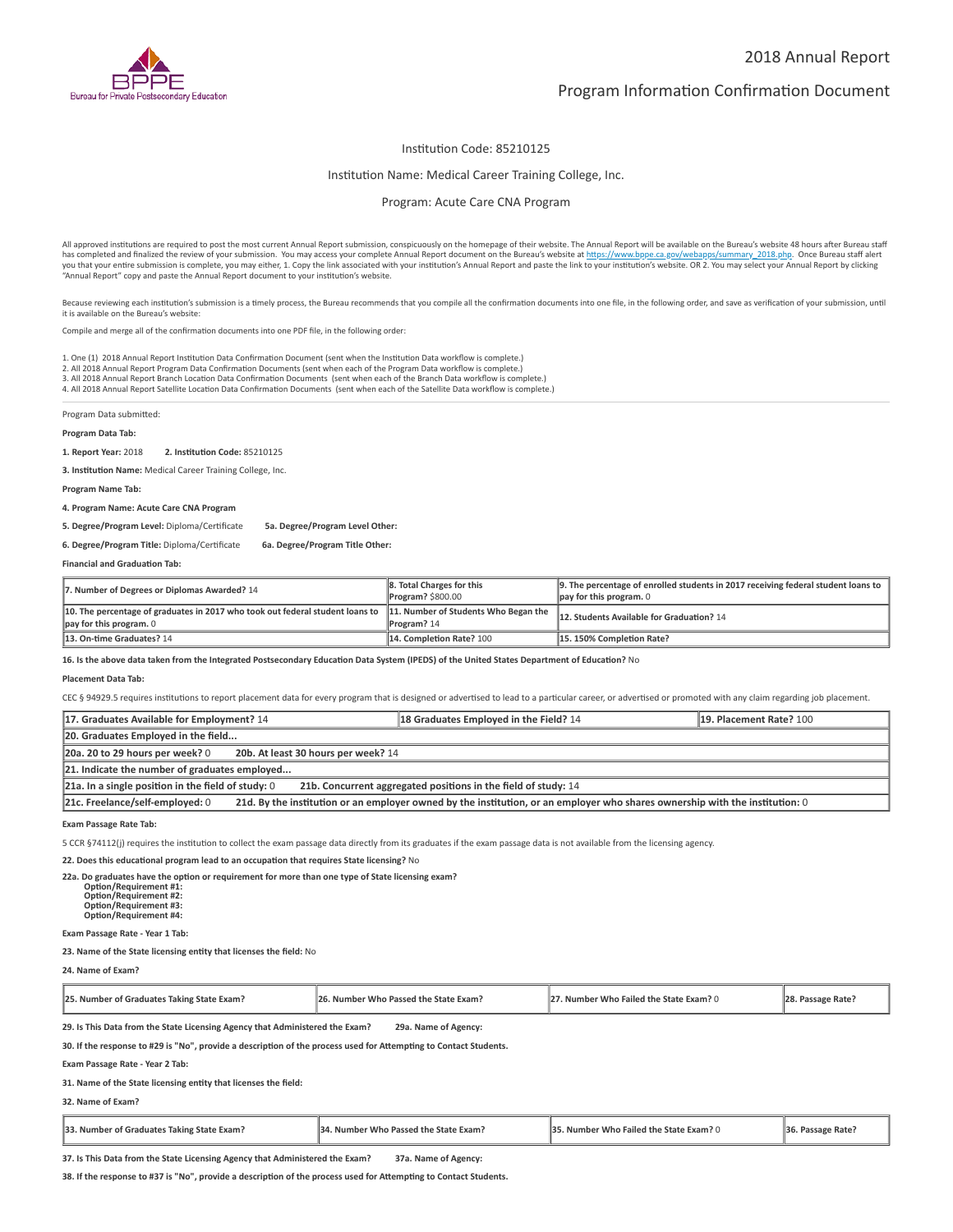# 2018 Annual Report

## Program Information Confirmation Document

Institution Code: 85210125

Institution Name: Medical Career Training College, Inc.

Program: Acute Care CNA Program

All approved institutions are required to post the most current Annual Report submission, conspicuously on the homepage of their website. The Annual Report will be available on the Bureau's website 48 hours after Bureau staff has completed and finalized the review of your submission. You may access your complete Annual Report document on the Bureau's website at https://www.bppe.ca.gov/webapps/summary_2018.php. Once Bureau staff alert you that your entire submission is complete, you may either, 1. Copy the link associated with your institution's Annual Report and paste the link to your institution's website. OR 2. You may select your Annual Report by clicking "Annual Report" copy and paste the Annual Report document to your institution's website.

Because reviewing each institution's submission is a timely process, the Bureau recommends that you compile all the confirmation documents into one file, in the following order, and save as verification of your submission, until it is available on the Bureau's website:

Compile and merge all of the confirmation documents into one PDF file, in the following order:

1. One (1) 2018 Annual Report Institution Data Confirmation Document (sent when the Institution Data workflow is complete.)
2. All 2018 Annual Report Program Data Confirmation Documents (sent when each of the Program Data workflow is complete.)
3. All 2018 Annual Report Branch Location Data Confirmation Documents (sent when each of the Branch Data workflow is complete.)
4. All 2018 Annual Report Satellite Location Data Confirmation Documents (sent when each of the Satellite Data workflow is complete.)

Program Data submitted:

**Program Data Tab:**

**1. Report Year:** 2018 **2. Institution Code:** 85210125

**3. Institution Name:** Medical Career Training College, Inc.

**Program Name Tab:**

**4. Program Name: Acute Care CNA Program**

**5. Degree/Program Level:** Diploma/Certificate **5a. Degree/Program Level Other:**

**6. Degree/Program Title:** Diploma/Certificate **6a. Degree/Program Title Other:**

**Financial and Graduation Tab:**

| | | |
|---|---|---|
| **7. Number of Degrees or Diplomas Awarded?** 14 | **8. Total Charges for this Program?** $800.00 | **9. The percentage of enrolled students in 2017 receiving federal student loans to pay for this program.** 0 |
| **10. The percentage of graduates in 2017 who took out federal student loans to pay for this program.** 0 | **11. Number of Students Who Began the Program?** 14 | **12. Students Available for Graduation?** 14 |
| **13. On-time Graduates?** 14 | **14. Completion Rate?** 100 | **15. 150% Completion Rate?** |

**16. Is the above data taken from the Integrated Postsecondary Education Data System (IPEDS) of the United States Department of Education?** No

**Placement Data Tab:**

CEC § 94929.5 requires institutions to report placement data for every program that is designed or advertised to lead to a particular career, or advertised or promoted with any claim regarding job placement.

| | | |
|---|---|---|
| **17. Graduates Available for Employment?** 14 | **18 Graduates Employed in the Field?** 14 | **19. Placement Rate?** 100 |
| **20. Graduates Employed in the field...** | | |
| **20a. 20 to 29 hours per week?** 0 **20b. At least 30 hours per week?** 14 | | |
| **21. Indicate the number of graduates employed...** | | |
| **21a. In a single position in the field of study:** 0 **21b. Concurrent aggregated positions in the field of study:** 14 | | |
| **21c. Freelance/self-employed:** 0 **21d. By the institution or an employer owned by the institution, or an employer who shares ownership with the institution:** 0 | | |

**Exam Passage Rate Tab:**

5 CCR §74112(j) requires the institution to collect the exam passage data directly from its graduates if the exam passage data is not available from the licensing agency.

**22. Does this educational program lead to an occupation that requires State licensing?** No

**22a. Do graduates have the option or requirement for more than one type of State licensing exam?**
**Option/Requirement #1:**
**Option/Requirement #2:**
**Option/Requirement #3:**
**Option/Requirement #4:**

**Exam Passage Rate - Year 1 Tab:**

**23. Name of the State licensing entity that licenses the field:** No

**24. Name of Exam?**

| | | | |
|---|---|---|---|
| **25. Number of Graduates Taking State Exam?** | **26. Number Who Passed the State Exam?** | **27. Number Who Failed the State Exam?** 0 | **28. Passage Rate?** |

**29. Is This Data from the State Licensing Agency that Administered the Exam?** **29a. Name of Agency:**

**30. If the response to #29 is "No", provide a description of the process used for Attempting to Contact Students.**

**Exam Passage Rate - Year 2 Tab:**

**31. Name of the State licensing entity that licenses the field:**

**32. Name of Exam?**

| | | | |
|---|---|---|---|
| **33. Number of Graduates Taking State Exam?** | **34. Number Who Passed the State Exam?** | **35. Number Who Failed the State Exam?** 0 | **36. Passage Rate?** |

**37. Is This Data from the State Licensing Agency that Administered the Exam?** **37a. Name of Agency:**

**38. If the response to #37 is "No", provide a description of the process used for Attempting to Contact Students.**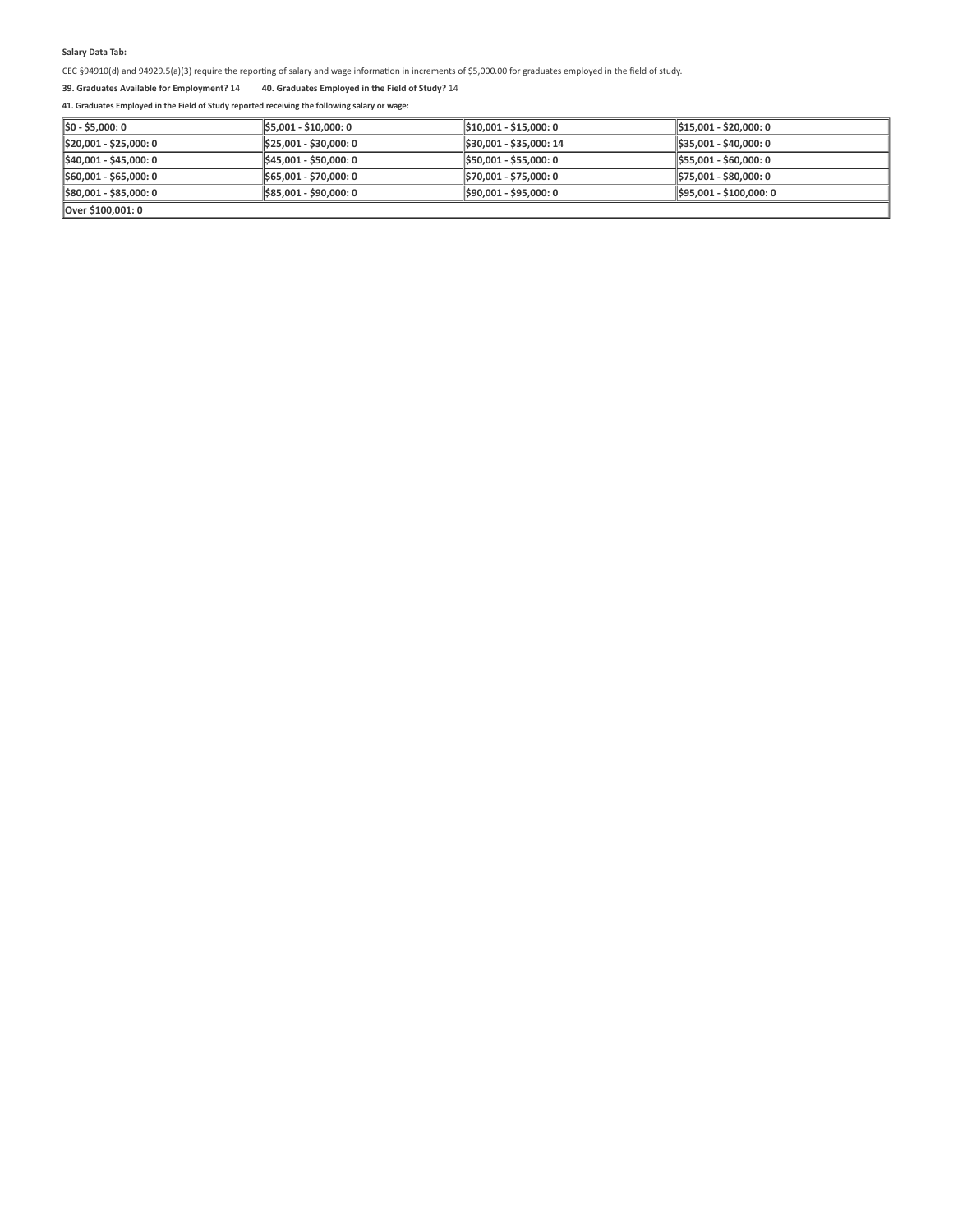**Salary Data Tab:**

CEC §94910(d) and 94929.5(a)(3) require the reporting of salary and wage information in increments of $5,000.00 for graduates employed in the field of study.

**39. Graduates Available for Employment?** 14 **40. Graduates Employed in the Field of Study?** 14

**41. Graduates Employed in the Field of Study reported receiving the following salary or wage:**

| | | | |
|---|---|---|---|
| **$0 - $5,000: 0** | **$5,001 - $10,000: 0** | **$10,001 - $15,000: 0** | **$15,001 - $20,000: 0** |
| **$20,001 - $25,000: 0** | **$25,001 - $30,000: 0** | **$30,001 - $35,000: 14** | **$35,001 - $40,000: 0** |
| **$40,001 - $45,000: 0** | **$45,001 - $50,000: 0** | **$50,001 - $55,000: 0** | **$55,001 - $60,000: 0** |
| **$60,001 - $65,000: 0** | **$65,001 - $70,000: 0** | **$70,001 - $75,000: 0** | **$75,001 - $80,000: 0** |
| **$80,001 - $85,000: 0** | **$85,001 - $90,000: 0** | **$90,001 - $95,000: 0** | **$95,001 - $100,000: 0** |
| **Over $100,001: 0** | | | |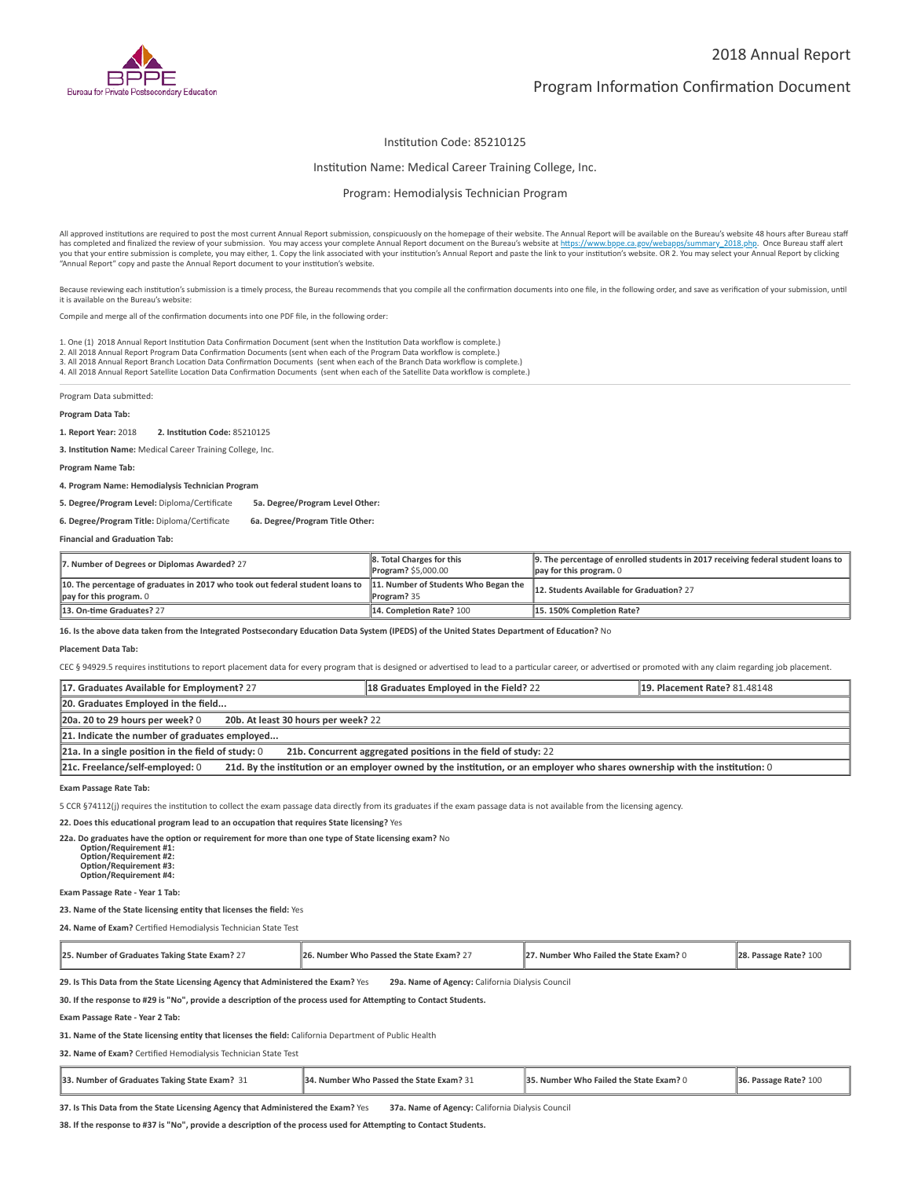2018 Annual Report

# Program Information Confirmation Document

Institution Code: 85210125

Institution Name: Medical Career Training College, Inc.

Program: Hemodialysis Technician Program

All approved institutions are required to post the most current Annual Report submission, conspicuously on the homepage of their website. The Annual Report will be available on the Bureau's website 48 hours after Bureau staff has completed and finalized the review of your submission. You may access your complete Annual Report document on the Bureau's website at https://www.bppe.ca.gov/webapps/summary_2018.php. Once Bureau staff alert you that your entire submission is complete, you may either, 1. Copy the link associated with your institution's Annual Report and paste the link to your institution's website. OR 2. You may select your Annual Report by clicking "Annual Report" copy and paste the Annual Report document to your institution's website.

Because reviewing each institution's submission is a timely process, the Bureau recommends that you compile all the confirmation documents into one file, in the following order, and save as verification of your submission, until it is available on the Bureau's website:

Compile and merge all of the confirmation documents into one PDF file, in the following order:

1. One (1) 2018 Annual Report Institution Data Confirmation Document (sent when the Institution Data workflow is complete.)
2. All 2018 Annual Report Program Data Confirmation Documents (sent when each of the Program Data workflow is complete.)
3. All 2018 Annual Report Branch Location Data Confirmation Documents (sent when each of the Branch Data workflow is complete.)
4. All 2018 Annual Report Satellite Location Data Confirmation Documents (sent when each of the Satellite Data workflow is complete.)

---

Program Data submitted:

**Program Data Tab:**

**1. Report Year:** 2018 **2. Institution Code:** 85210125

**3. Institution Name:** Medical Career Training College, Inc.

**Program Name Tab:**

**4. Program Name: Hemodialysis Technician Program**

**5. Degree/Program Level:** Diploma/Certificate **5a. Degree/Program Level Other:**

**6. Degree/Program Title:** Diploma/Certificate **6a. Degree/Program Title Other:**

**Financial and Graduation Tab:**

| | | |
|---|---|---|
| **7. Number of Degrees or Diplomas Awarded?** 27 | **8. Total Charges for this Program?** $5,000.00 | **9. The percentage of enrolled students in 2017 receiving federal student loans to pay for this program.** 0 |
| **10. The percentage of graduates in 2017 who took out federal student loans to pay for this program.** 0 | **11. Number of Students Who Began the Program?** 35 | **12. Students Available for Graduation?** 27 |
| **13. On-time Graduates?** 27 | **14. Completion Rate?** 100 | **15. 150% Completion Rate?** |

**16. Is the above data taken from the Integrated Postsecondary Education Data System (IPEDS) of the United States Department of Education?** No

**Placement Data Tab:**

CEC § 94929.5 requires institutions to report placement data for every program that is designed or advertised to lead to a particular career, or advertised or promoted with any claim regarding job placement.

| | | |
|---|---|---|
| **17. Graduates Available for Employment?** 27 | **18 Graduates Employed in the Field?** 22 | **19. Placement Rate?** 81.48148 |
| **20. Graduates Employed in the field...** | | |
| **20a. 20 to 29 hours per week?** 0 | **20b. At least 30 hours per week?** 22 | |
| **21. Indicate the number of graduates employed...** | | |
| **21a. In a single position in the field of study:** 0 | **21b. Concurrent aggregated positions in the field of study:** 22 | |
| **21c. Freelance/self-employed:** 0 | **21d. By the institution or an employer owned by the institution, or an employer who shares ownership with the institution:** 0 | |

**Exam Passage Rate Tab:**

5 CCR §74112(j) requires the institution to collect the exam passage data directly from its graduates if the exam passage data is not available from the licensing agency.

**22. Does this educational program lead to an occupation that requires State licensing?** Yes

**22a. Do graduates have the option or requirement for more than one type of State licensing exam?** No
**Option/Requirement #1:**
**Option/Requirement #2:**
**Option/Requirement #3:**
**Option/Requirement #4:**

**Exam Passage Rate - Year 1 Tab:**

**23. Name of the State licensing entity that licenses the field:** Yes

**24. Name of Exam?** Certified Hemodialysis Technician State Test

| | | | |
|---|---|---|---|
| **25. Number of Graduates Taking State Exam?** 27 | **26. Number Who Passed the State Exam?** 27 | **27. Number Who Failed the State Exam?** 0 | **28. Passage Rate?** 100 |

**29. Is This Data from the State Licensing Agency that Administered the Exam?** Yes **29a. Name of Agency:** California Dialysis Council

**30. If the response to #29 is "No", provide a description of the process used for Attempting to Contact Students.**

**Exam Passage Rate - Year 2 Tab:**

**31. Name of the State licensing entity that licenses the field:** California Department of Public Health

**32. Name of Exam?** Certified Hemodialysis Technician State Test

| | | | |
|---|---|---|---|
| **33. Number of Graduates Taking State Exam?** 31 | **34. Number Who Passed the State Exam?** 31 | **35. Number Who Failed the State Exam?** 0 | **36. Passage Rate?** 100 |

**37. Is This Data from the State Licensing Agency that Administered the Exam?** Yes **37a. Name of Agency:** California Dialysis Council

**38. If the response to #37 is "No", provide a description of the process used for Attempting to Contact Students.**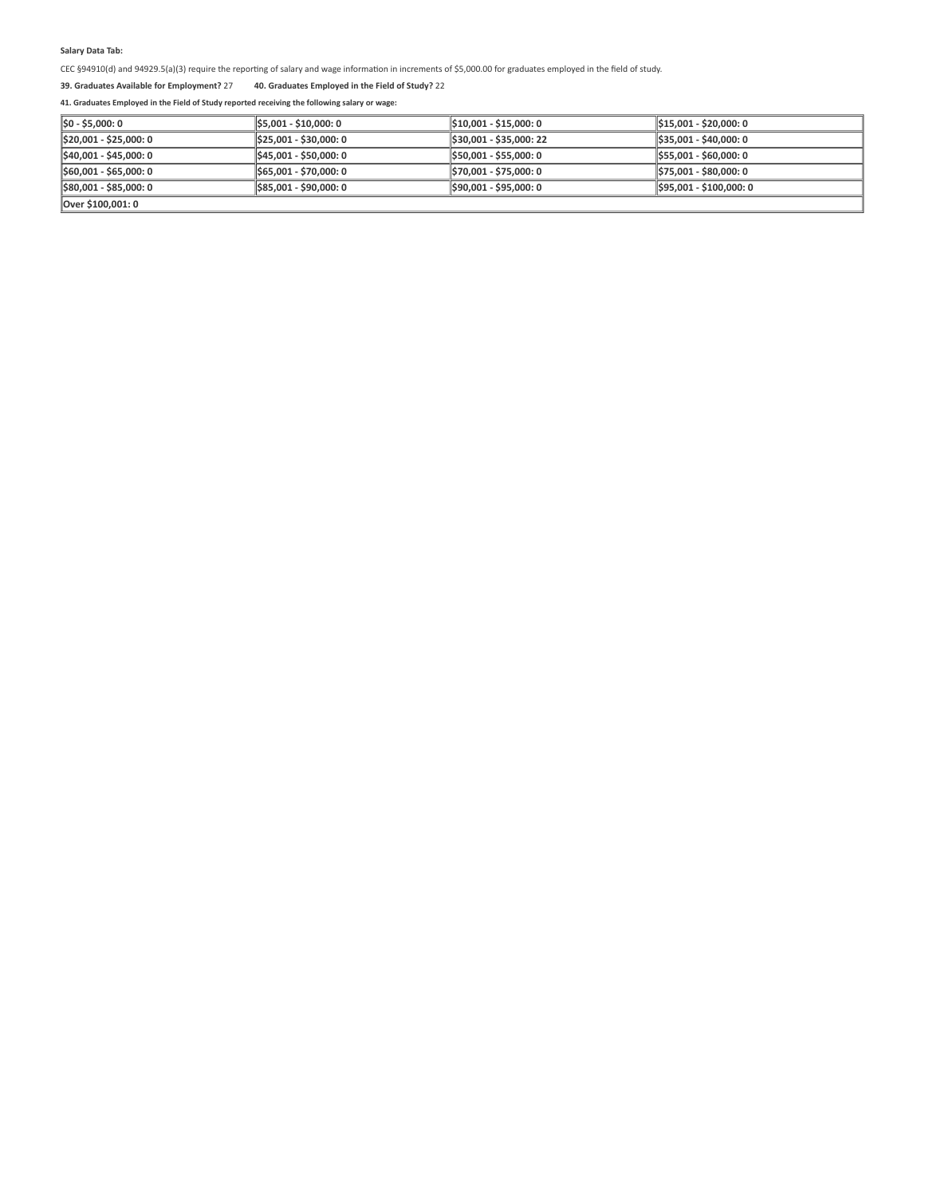**Salary Data Tab:**

CEC §94910(d) and 94929.5(a)(3) require the reporting of salary and wage information in increments of $5,000.00 for graduates employed in the field of study.

**39. Graduates Available for Employment?** 27 **40. Graduates Employed in the Field of Study?** 22

**41. Graduates Employed in the Field of Study reported receiving the following salary or wage:**

| | | | |
|---|---|---|---|
| **$0 - $5,000: 0** | **$5,001 - $10,000: 0** | **$10,001 - $15,000: 0** | **$15,001 - $20,000: 0** |
| **$20,001 - $25,000: 0** | **$25,001 - $30,000: 0** | **$30,001 - $35,000: 22** | **$35,001 - $40,000: 0** |
| **$40,001 - $45,000: 0** | **$45,001 - $50,000: 0** | **$50,001 - $55,000: 0** | **$55,001 - $60,000: 0** |
| **$60,001 - $65,000: 0** | **$65,001 - $70,000: 0** | **$70,001 - $75,000: 0** | **$75,001 - $80,000: 0** |
| **$80,001 - $85,000: 0** | **$85,001 - $90,000: 0** | **$90,001 - $95,000: 0** | **$95,001 - $100,000: 0** |
| **Over $100,001: 0** | | | |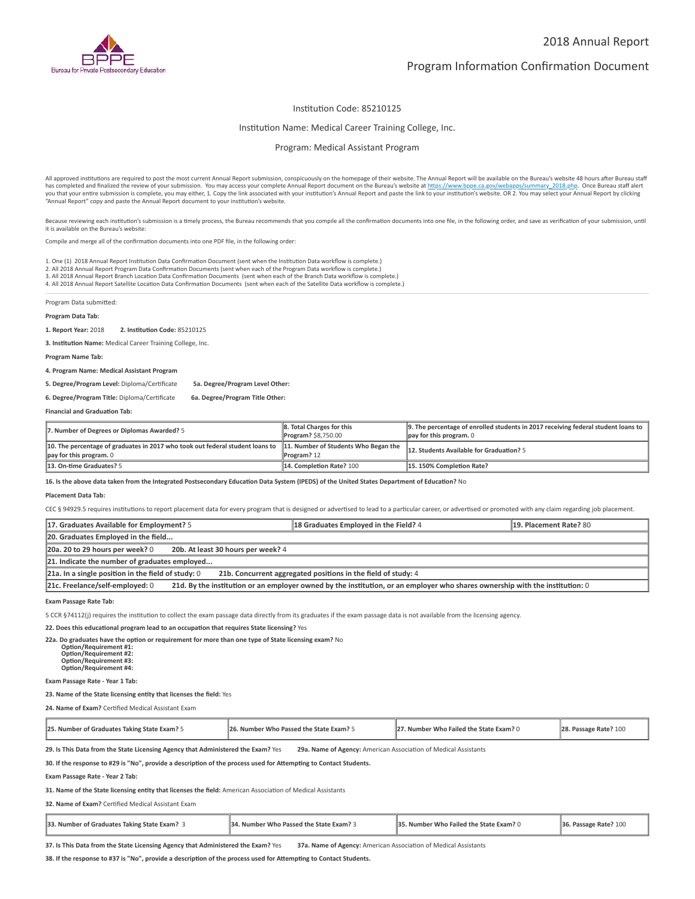# 2018 Annual Report

## Program Information Confirmation Document

Institution Code: 85210125

Institution Name: Medical Career Training College, Inc.

Program: Medical Assistant Program

All approved institutions are required to post the most current Annual Report submission, conspicuously on the homepage of their website. The Annual Report will be available on the Bureau's website 48 hours after Bureau staff has completed and finalized the review of your submission. You may access your complete Annual Report document on the Bureau's website at https://www.bppe.ca.gov/webapps/summary_2018.php. Once Bureau staff alert you that your entire submission is complete, you may either, 1. Copy the link associated with your institution's Annual Report and paste the link to your institution's website. OR 2. You may select your Annual Report by clicking "Annual Report" copy and paste the Annual Report document to your institution's website.

Because reviewing each institution's submission is a timely process, the Bureau recommends that you compile all the confirmation documents into one file, in the following order, and save as verification of your submission, until it is available on the Bureau's website:

Compile and merge all of the confirmation documents into one PDF file, in the following order:

1. One (1) 2018 Annual Report Institution Data Confirmation Document (sent when the Institution Data workflow is complete.)
2. All 2018 Annual Report Program Data Confirmation Documents (sent when each of the Program Data workflow is complete.)
3. All 2018 Annual Report Branch Location Data Confirmation Documents (sent when each of the Branch Data workflow is complete.)
4. All 2018 Annual Report Satellite Location Data Confirmation Documents (sent when each of the Satellite Data workflow is complete.)

Program Data submitted:

**Program Data Tab:**

**1. Report Year:** 2018 **2. Institution Code:** 85210125

**3. Institution Name:** Medical Career Training College, Inc.

**Program Name Tab:**

**4. Program Name: Medical Assistant Program**

**5. Degree/Program Level:** Diploma/Certificate **5a. Degree/Program Level Other:**

**6. Degree/Program Title:** Diploma/Certificate **6a. Degree/Program Title Other:**

**Financial and Graduation Tab:**

| | | |
|---|---|---|
| **7. Number of Degrees or Diplomas Awarded?** 5 | **8. Total Charges for this Program?** $8,750.00 | **9. The percentage of enrolled students in 2017 receiving federal student loans to pay for this program.** 0 |
| **10. The percentage of graduates in 2017 who took out federal student loans to pay for this program.** 0 | **11. Number of Students Who Began the Program?** 12 | **12. Students Available for Graduation?** 5 |
| **13. On-time Graduates?** 5 | **14. Completion Rate?** 100 | **15. 150% Completion Rate?** |

**16. Is the above data taken from the Integrated Postsecondary Education Data System (IPEDS) of the United States Department of Education?** No

**Placement Data Tab:**

CEC § 94929.5 requires institutions to report placement data for every program that is designed or advertised to lead to a particular career, or advertised or promoted with any claim regarding job placement.

| | | |
|---|---|---|
| **17. Graduates Available for Employment?** 5 | **18 Graduates Employed in the Field?** 4 | **19. Placement Rate?** 80 |
| **20. Graduates Employed in the field...** | | |
| **20a. 20 to 29 hours per week?** 0 | **20b. At least 30 hours per week?** 4 | |
| **21. Indicate the number of graduates employed...** | | |
| **21a. In a single position in the field of study:** 0 | **21b. Concurrent aggregated positions in the field of study:** 4 | |
| **21c. Freelance/self-employed:** 0 | **21d. By the institution or an employer owned by the institution, or an employer who shares ownership with the institution:** 0 | |

**Exam Passage Rate Tab:**

5 CCR §74112(j) requires the institution to collect the exam passage data directly from its graduates if the exam passage data is not available from the licensing agency.

**22. Does this educational program lead to an occupation that requires State licensing?** Yes

**22a. Do graduates have the option or requirement for more than one type of State licensing exam?** No
**Option/Requirement #1:**
**Option/Requirement #2:**
**Option/Requirement #3:**
**Option/Requirement #4:**

**Exam Passage Rate - Year 1 Tab:**

**23. Name of the State licensing entity that licenses the field:** Yes

**24. Name of Exam?** Certified Medical Assistant Exam

| | | | |
|---|---|---|---|
| **25. Number of Graduates Taking State Exam?** 5 | **26. Number Who Passed the State Exam?** 5 | **27. Number Who Failed the State Exam?** 0 | **28. Passage Rate?** 100 |

**29. Is This Data from the State Licensing Agency that Administered the Exam?** Yes **29a. Name of Agency:** American Association of Medical Assistants

**30. If the response to #29 is "No", provide a description of the process used for Attempting to Contact Students.**

**Exam Passage Rate - Year 2 Tab:**

**31. Name of the State licensing entity that licenses the field:** American Association of Medical Assistants

**32. Name of Exam?** Certified Medical Assistant Exam

| | | | |
|---|---|---|---|
| **33. Number of Graduates Taking State Exam?** 3 | **34. Number Who Passed the State Exam?** 3 | **35. Number Who Failed the State Exam?** 0 | **36. Passage Rate?** 100 |

**37. Is This Data from the State Licensing Agency that Administered the Exam?** Yes **37a. Name of Agency:** American Association of Medical Assistants

**38. If the response to #37 is "No", provide a description of the process used for Attempting to Contact Students.**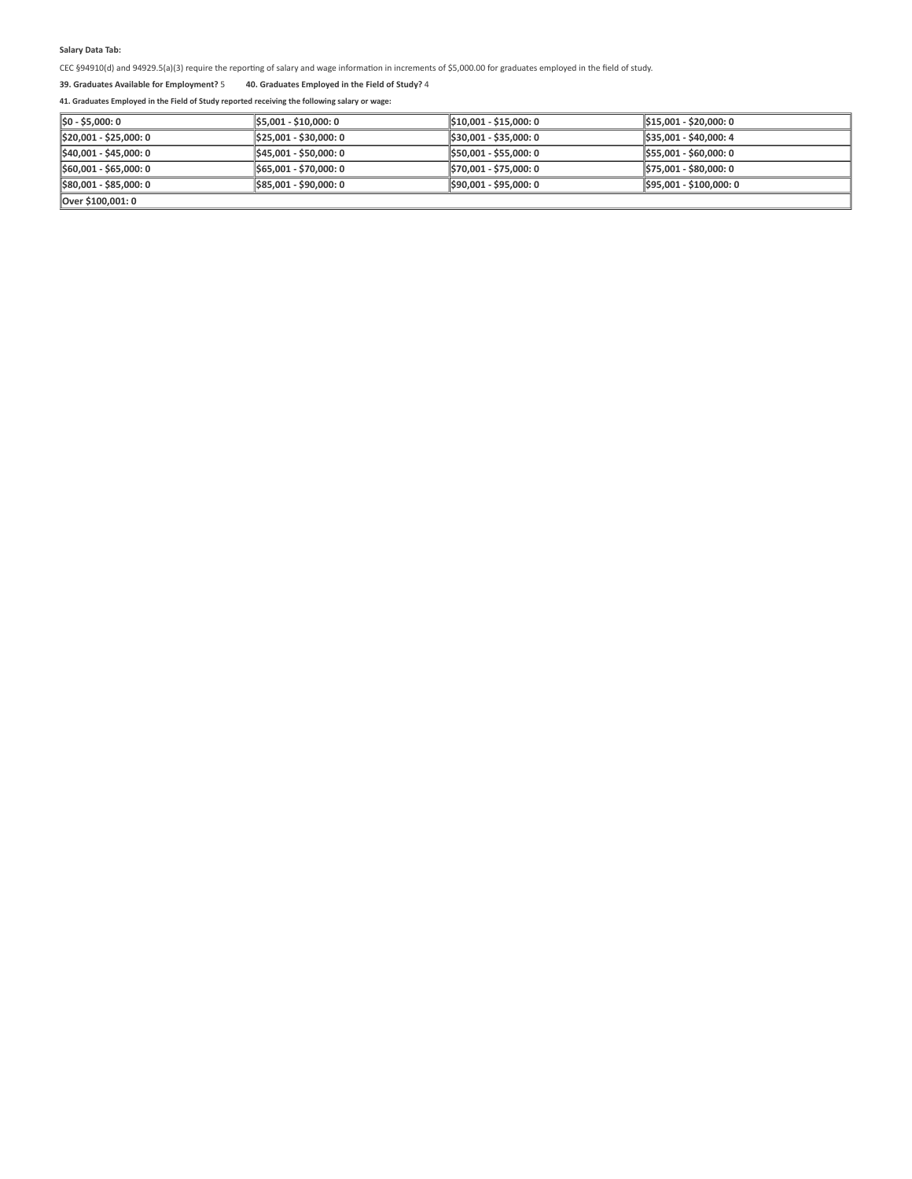**Salary Data Tab:**

CEC §94910(d) and 94929.5(a)(3) require the reporting of salary and wage information in increments of $5,000.00 for graduates employed in the field of study.

**39. Graduates Available for Employment?** 5 **40. Graduates Employed in the Field of Study?** 4

**41. Graduates Employed in the Field of Study reported receiving the following salary or wage:**

| | | | |
|---|---|---|---|
| **$0 - $5,000: 0** | **$5,001 - $10,000: 0** | **$10,001 - $15,000: 0** | **$15,001 - $20,000: 0** |
| **$20,001 - $25,000: 0** | **$25,001 - $30,000: 0** | **$30,001 - $35,000: 0** | **$35,001 - $40,000: 4** |
| **$40,001 - $45,000: 0** | **$45,001 - $50,000: 0** | **$50,001 - $55,000: 0** | **$55,001 - $60,000: 0** |
| **$60,001 - $65,000: 0** | **$65,001 - $70,000: 0** | **$70,001 - $75,000: 0** | **$75,001 - $80,000: 0** |
| **$80,001 - $85,000: 0** | **$85,001 - $90,000: 0** | **$90,001 - $95,000: 0** | **$95,001 - $100,000: 0** |
| **Over $100,001: 0** | | | |